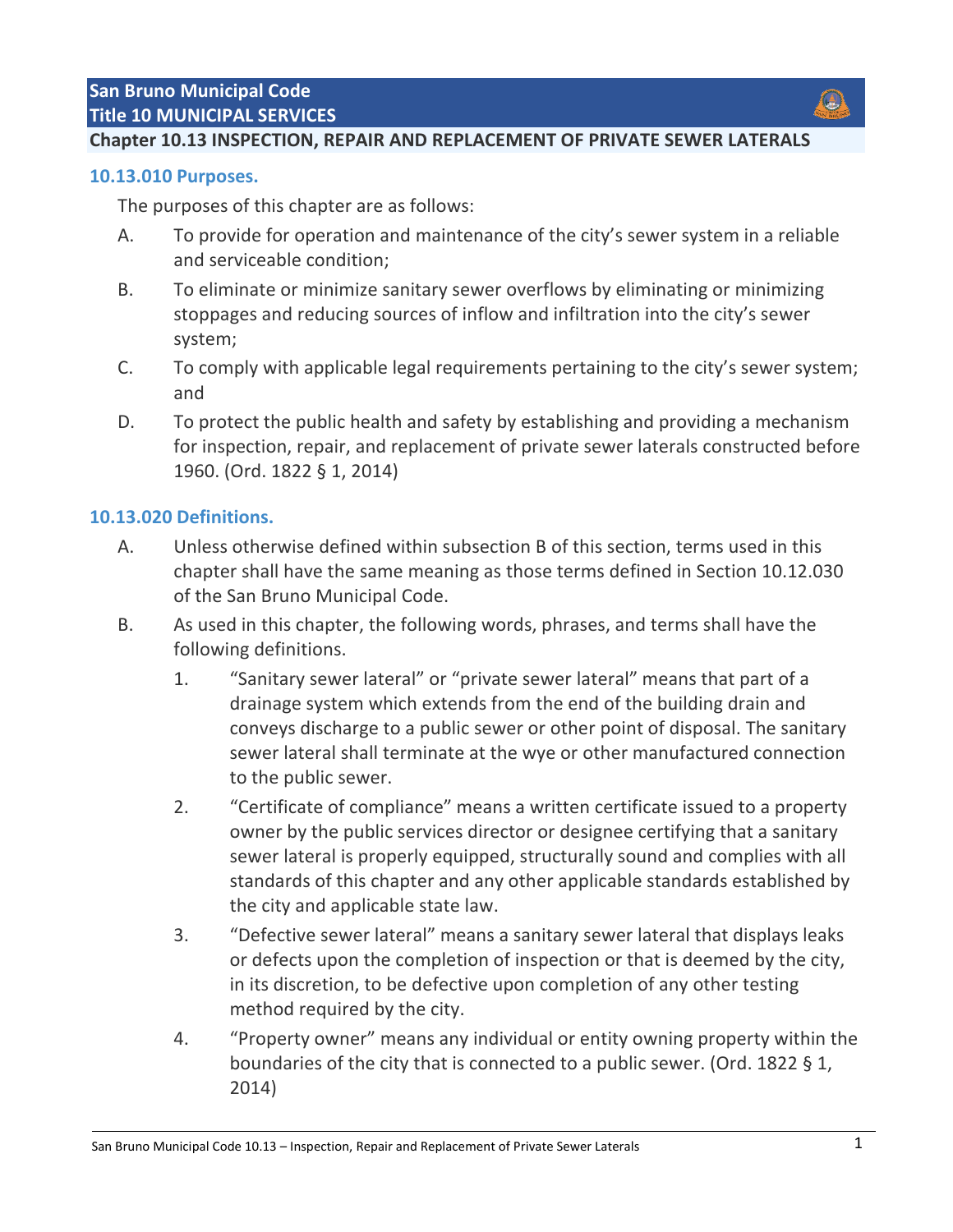# San Bruno Municipal Code

# Title 10 MUNICIPAL SERVICES

## Chapter 10.13 INSPECTION, REPAIR AND REPLACEMENT OF PRIVATE SEWER LATERALS

### 10.13.010 Purposes.

The purposes of this chapter are as follows:

A. To provide for operation and maintenance of the city's sewer system in a reliable and serviceable condition;

B. To eliminate or minimize sanitary sewer overflows by eliminating or minimizing stoppages and reducing sources of inflow and infiltration into the city's sewer system;

C. To comply with applicable legal requirements pertaining to the city's sewer system; and

D. To protect the public health and safety by establishing and providing a mechanism for inspection, repair, and replacement of private sewer laterals constructed before 1960. (Ord. 1822 § 1, 2014)

### 10.13.020 Definitions.

A. Unless otherwise defined within subsection B of this section, terms used in this chapter shall have the same meaning as those terms defined in Section 10.12.030 of the San Bruno Municipal Code.

B. As used in this chapter, the following words, phrases, and terms shall have the following definitions.

1. "Sanitary sewer lateral" or "private sewer lateral" means that part of a drainage system which extends from the end of the building drain and conveys discharge to a public sewer or other point of disposal. The sanitary sewer lateral shall terminate at the wye or other manufactured connection to the public sewer.

2. "Certificate of compliance" means a written certificate issued to a property owner by the public services director or designee certifying that a sanitary sewer lateral is properly equipped, structurally sound and complies with all standards of this chapter and any other applicable standards established by the city and applicable state law.

3. "Defective sewer lateral" means a sanitary sewer lateral that displays leaks or defects upon the completion of inspection or that is deemed by the city, in its discretion, to be defective upon completion of any other testing method required by the city.

4. "Property owner" means any individual or entity owning property within the boundaries of the city that is connected to a public sewer. (Ord. 1822 § 1, 2014)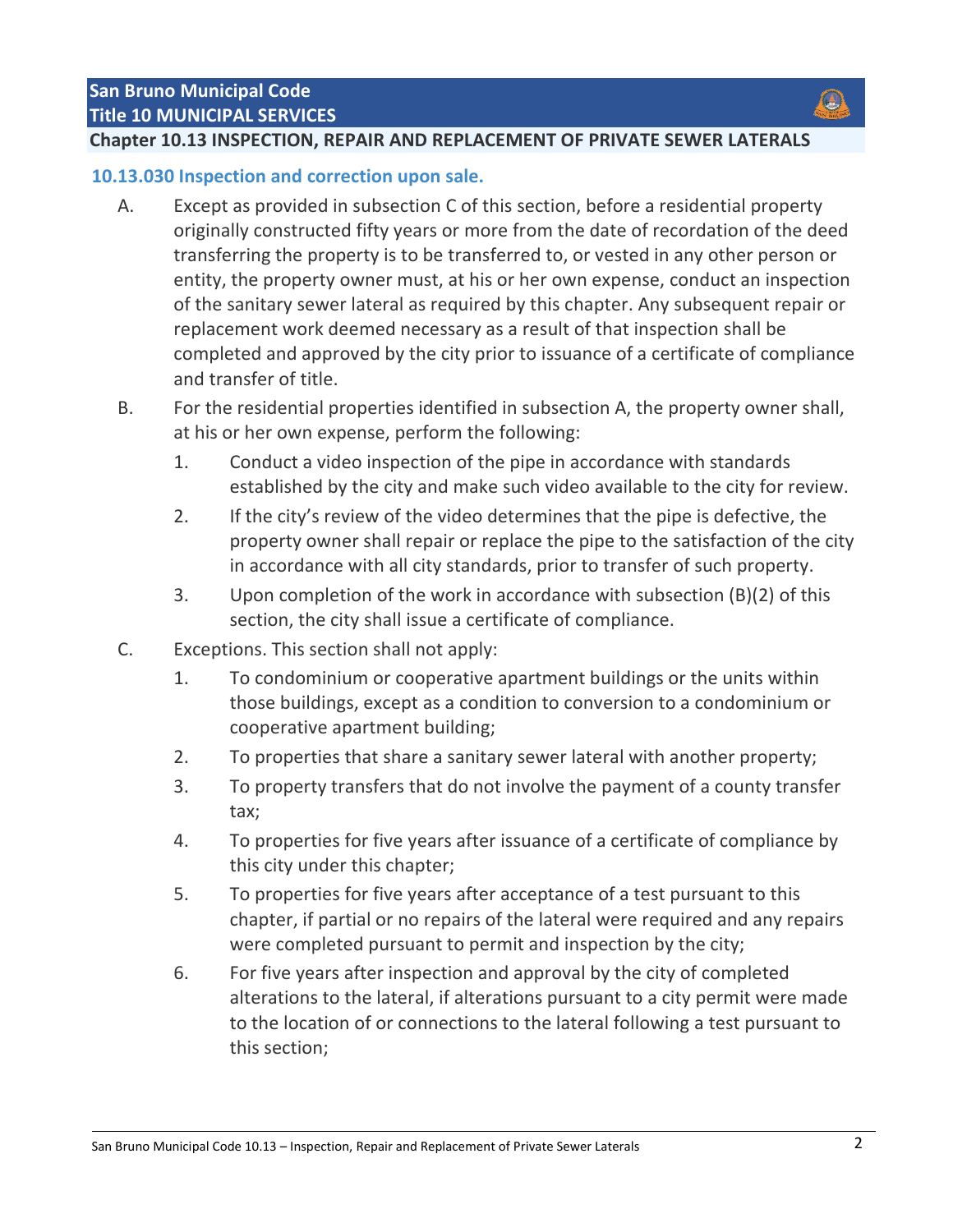### 10.13.030 Inspection and correction upon sale.

A. Except as provided in subsection C of this section, before a residential property originally constructed fifty years or more from the date of recordation of the deed transferring the property is to be transferred to, or vested in any other person or entity, the property owner must, at his or her own expense, conduct an inspection of the sanitary sewer lateral as required by this chapter. Any subsequent repair or replacement work deemed necessary as a result of that inspection shall be completed and approved by the city prior to issuance of a certificate of compliance and transfer of title.

B. For the residential properties identified in subsection A, the property owner shall, at his or her own expense, perform the following:

   1. Conduct a video inspection of the pipe in accordance with standards established by the city and make such video available to the city for review.
   2. If the city's review of the video determines that the pipe is defective, the property owner shall repair or replace the pipe to the satisfaction of the city in accordance with all city standards, prior to transfer of such property.
   3. Upon completion of the work in accordance with subsection (B)(2) of this section, the city shall issue a certificate of compliance.

C. Exceptions. This section shall not apply:

   1. To condominium or cooperative apartment buildings or the units within those buildings, except as a condition to conversion to a condominium or cooperative apartment building;
   2. To properties that share a sanitary sewer lateral with another property;
   3. To property transfers that do not involve the payment of a county transfer tax;
   4. To properties for five years after issuance of a certificate of compliance by this city under this chapter;
   5. To properties for five years after acceptance of a test pursuant to this chapter, if partial or no repairs of the lateral were required and any repairs were completed pursuant to permit and inspection by the city;
   6. For five years after inspection and approval by the city of completed alterations to the lateral, if alterations pursuant to a city permit were made to the location of or connections to the lateral following a test pursuant to this section;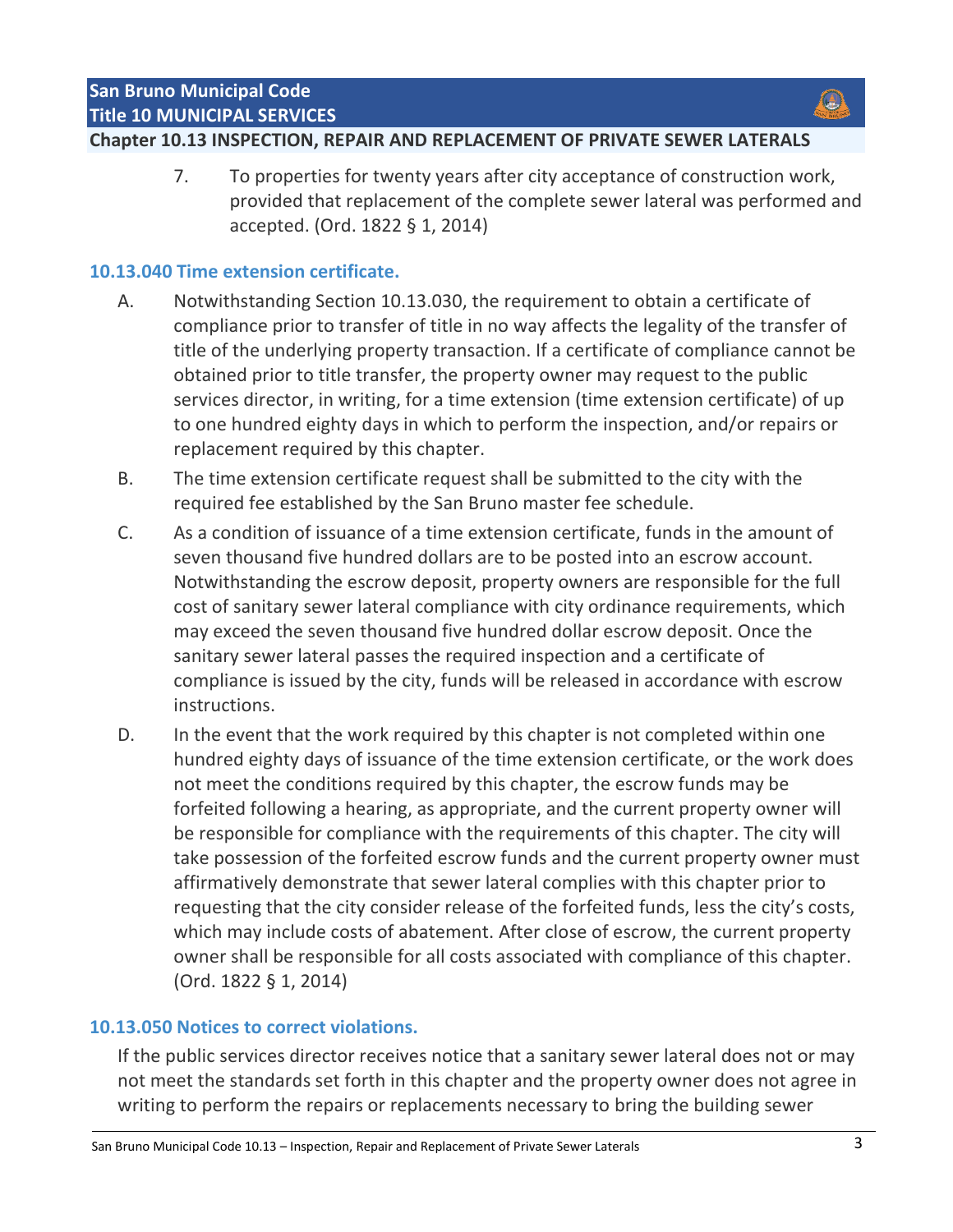7. To properties for twenty years after city acceptance of construction work, provided that replacement of the complete sewer lateral was performed and accepted. (Ord. 1822 § 1, 2014)

### 10.13.040 Time extension certificate.

A. Notwithstanding Section 10.13.030, the requirement to obtain a certificate of compliance prior to transfer of title in no way affects the legality of the transfer of title of the underlying property transaction. If a certificate of compliance cannot be obtained prior to title transfer, the property owner may request to the public services director, in writing, for a time extension (time extension certificate) of up to one hundred eighty days in which to perform the inspection, and/or repairs or replacement required by this chapter.

B. The time extension certificate request shall be submitted to the city with the required fee established by the San Bruno master fee schedule.

C. As a condition of issuance of a time extension certificate, funds in the amount of seven thousand five hundred dollars are to be posted into an escrow account. Notwithstanding the escrow deposit, property owners are responsible for the full cost of sanitary sewer lateral compliance with city ordinance requirements, which may exceed the seven thousand five hundred dollar escrow deposit. Once the sanitary sewer lateral passes the required inspection and a certificate of compliance is issued by the city, funds will be released in accordance with escrow instructions.

D. In the event that the work required by this chapter is not completed within one hundred eighty days of issuance of the time extension certificate, or the work does not meet the conditions required by this chapter, the escrow funds may be forfeited following a hearing, as appropriate, and the current property owner will be responsible for compliance with the requirements of this chapter. The city will take possession of the forfeited escrow funds and the current property owner must affirmatively demonstrate that sewer lateral complies with this chapter prior to requesting that the city consider release of the forfeited funds, less the city's costs, which may include costs of abatement. After close of escrow, the current property owner shall be responsible for all costs associated with compliance of this chapter. (Ord. 1822 § 1, 2014)

### 10.13.050 Notices to correct violations.

If the public services director receives notice that a sanitary sewer lateral does not or may not meet the standards set forth in this chapter and the property owner does not agree in writing to perform the repairs or replacements necessary to bring the building sewer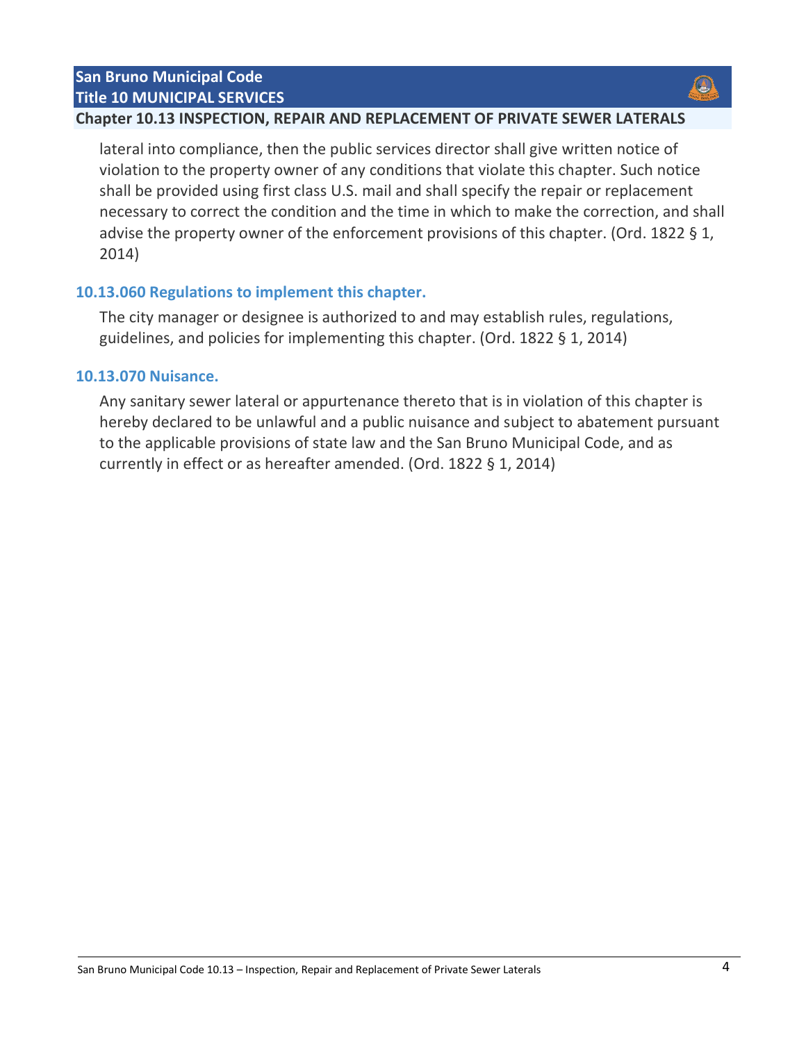lateral into compliance, then the public services director shall give written notice of violation to the property owner of any conditions that violate this chapter. Such notice shall be provided using first class U.S. mail and shall specify the repair or replacement necessary to correct the condition and the time in which to make the correction, and shall advise the property owner of the enforcement provisions of this chapter. (Ord. 1822 § 1, 2014)

### 10.13.060 Regulations to implement this chapter.

The city manager or designee is authorized to and may establish rules, regulations, guidelines, and policies for implementing this chapter. (Ord. 1822 § 1, 2014)

### 10.13.070 Nuisance.

Any sanitary sewer lateral or appurtenance thereto that is in violation of this chapter is hereby declared to be unlawful and a public nuisance and subject to abatement pursuant to the applicable provisions of state law and the San Bruno Municipal Code, and as currently in effect or as hereafter amended. (Ord. 1822 § 1, 2014)